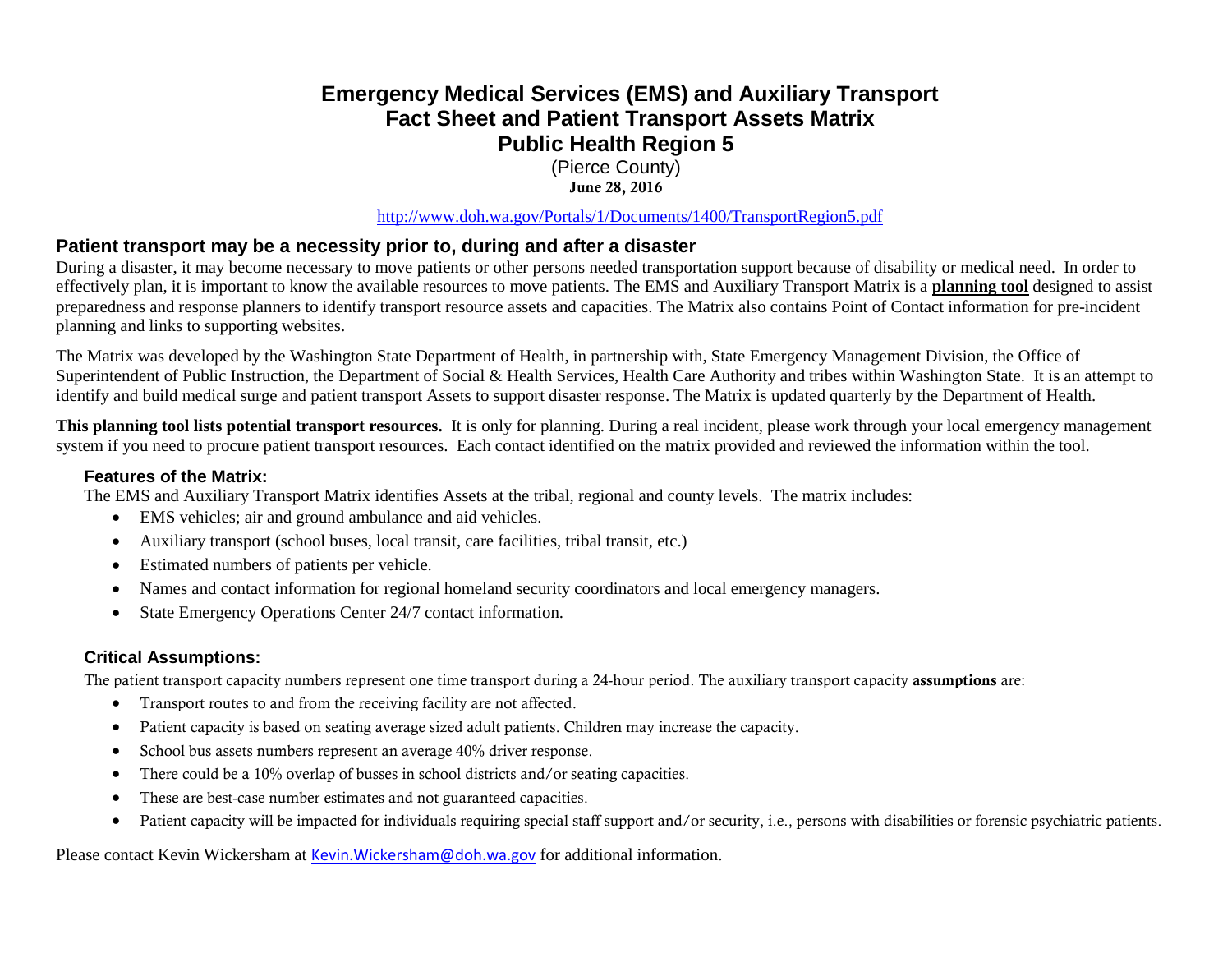# Emergency Medical Services (EMS) and Auxiliary Transport Fact Sheet and Patient Transport Assets Matrix Public Health Region 5

(Pierce County)

**June 28, 2016**

http://www.doh.wa.gov/Portals/1/Documents/1400/TransportRegion5.pdf

## Patient transport may be a necessity prior to, during and after a disaster

During a disaster, it may become necessary to move patients or other persons needed transportation support because of disability or medical need. In order to effectively plan, it is important to know the available resources to move patients. The EMS and Auxiliary Transport Matrix is a **planning tool** designed to assist preparedness and response planners to identify transport resource assets and capacities. The Matrix also contains Point of Contact information for pre-incident planning and links to supporting websites.

The Matrix was developed by the Washington State Department of Health, in partnership with, State Emergency Management Division, the Office of Superintendent of Public Instruction, the Department of Social & Health Services, Health Care Authority and tribes within Washington State. It is an attempt to identify and build medical surge and patient transport Assets to support disaster response. The Matrix is updated quarterly by the Department of Health.

**This planning tool lists potential transport resources.** It is only for planning. During a real incident, please work through your local emergency management system if you need to procure patient transport resources. Each contact identified on the matrix provided and reviewed the information within the tool.

### Features of the Matrix:

The EMS and Auxiliary Transport Matrix identifies Assets at the tribal, regional and county levels. The matrix includes:

- EMS vehicles; air and ground ambulance and aid vehicles.
- Auxiliary transport (school buses, local transit, care facilities, tribal transit, etc.)
- Estimated numbers of patients per vehicle.
- Names and contact information for regional homeland security coordinators and local emergency managers.
- State Emergency Operations Center 24/7 contact information.

### Critical Assumptions:

The patient transport capacity numbers represent one time transport during a 24-hour period. The auxiliary transport capacity **assumptions** are:

- Transport routes to and from the receiving facility are not affected.
- Patient capacity is based on seating average sized adult patients. Children may increase the capacity.
- School bus assets numbers represent an average 40% driver response.
- There could be a 10% overlap of busses in school districts and/or seating capacities.
- These are best-case number estimates and not guaranteed capacities.
- Patient capacity will be impacted for individuals requiring special staff support and/or security, i.e., persons with disabilities or forensic psychiatric patients.

Please contact Kevin Wickersham at Kevin.Wickersham@doh.wa.gov for additional information.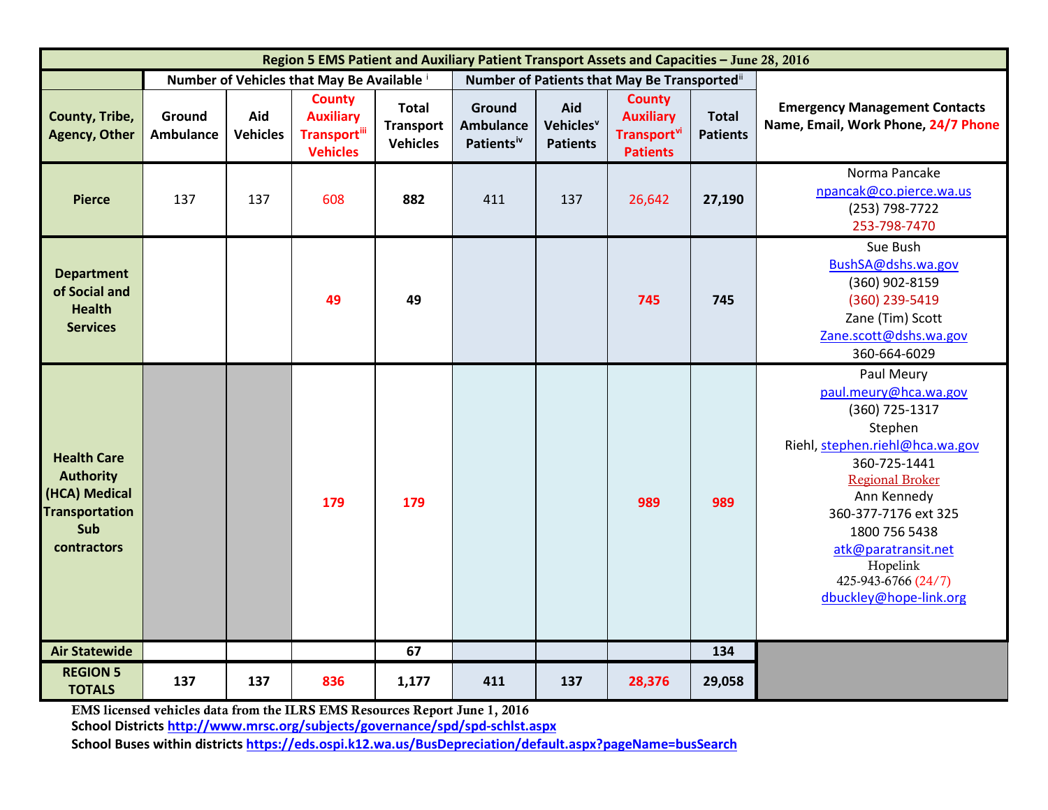| Region 5 EMS Patient and Auxiliary Patient Transport Assets and Capacities – June 28, 2016 | | | | | | | | | |
|---|---|---|---|---|---|---|---|---|---|
| | Number of Vehicles that May Be Available [i] | | | | Number of Patients that May Be Transported[ii] | | | | |
| County, Tribe, Agency, Other | Ground Ambulance | Aid Vehicles | County Auxiliary Transport[iii] Vehicles | Total Transport Vehicles | Ground Ambulance Patients[iv] | Aid Vehicles[v] Patients | County Auxiliary Transport[vi] Patients | Total Patients | Emergency Management Contacts Name, Email, Work Phone, 24/7 Phone |
| **Pierce** | 137 | 137 | 608 | **882** | 411 | 137 | 26,642 | **27,190** | Norma Pancake npancak@co.pierce.wa.us (253) 798-7722 253-798-7470 |
| **Department of Social and Health Services** | | | **49** | **49** | | | **745** | **745** | Sue Bush BushSA@dshs.wa.gov (360) 902-8159 (360) 239-5419 Zane (Tim) Scott Zane.scott@dshs.wa.gov 360-664-6029 |
| **Health Care Authority (HCA) Medical Transportation Sub contractors** | | | **179** | **179** | | | **989** | **989** | Paul Meury paul.meury@hca.wa.gov (360) 725-1317 Stephen Riehl, stephen.riehl@hca.wa.gov 360-725-1441 Regional Broker Ann Kennedy 360-377-7176 ext 325 1800 756 5438 atk@paratransit.net Hopelink 425-943-6766 (24/7) dbuckley@hope-link.org |
| **Air Statewide** | | | | **67** | | | | **134** | |
| **REGION 5 TOTALS** | **137** | **137** | **836** | **1,177** | **411** | **137** | **28,376** | **29,058** | |

**EMS licensed vehicles data from the ILRS EMS Resources Report June 1, 2016**

**School Districts http://www.mrsc.org/subjects/governance/spd/spd-schlst.aspx**

**School Buses within districts https://eds.ospi.k12.wa.us/BusDepreciation/default.aspx?pageName=busSearch**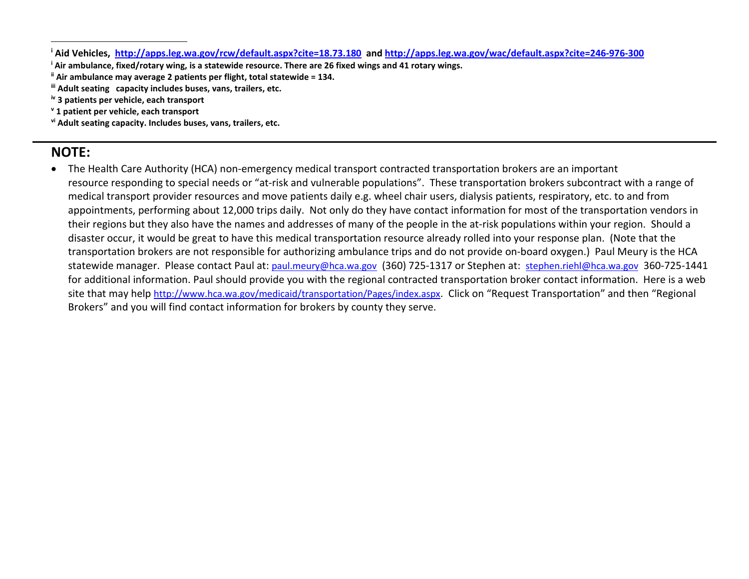[i] **Aid Vehicles, http://apps.leg.wa.gov/rcw/default.aspx?cite=18.73.180 and http://apps.leg.wa.gov/wac/default.aspx?cite=246-976-300**

[i] **Air ambulance, fixed/rotary wing, is a statewide resource. There are 26 fixed wings and 41 rotary wings.**

[ii] **Air ambulance may average 2 patients per flight, total statewide = 134.**

[iii] **Adult seating capacity includes buses, vans, trailers, etc.**

[iv] **3 patients per vehicle, each transport**

[v] **1 patient per vehicle, each transport**

[vi] **Adult seating capacity. Includes buses, vans, trailers, etc.**

---

## NOTE:

- The Health Care Authority (HCA) non-emergency medical transport contracted transportation brokers are an important resource responding to special needs or "at-risk and vulnerable populations". These transportation brokers subcontract with a range of medical transport provider resources and move patients daily e.g. wheel chair users, dialysis patients, respiratory, etc. to and from appointments, performing about 12,000 trips daily. Not only do they have contact information for most of the transportation vendors in their regions but they also have the names and addresses of many of the people in the at-risk populations within your region. Should a disaster occur, it would be great to have this medical transportation resource already rolled into your response plan. (Note that the transportation brokers are not responsible for authorizing ambulance trips and do not provide on-board oxygen.) Paul Meury is the HCA statewide manager. Please contact Paul at: paul.meury@hca.wa.gov (360) 725-1317 or Stephen at: stephen.riehl@hca.wa.gov 360-725-1441 for additional information. Paul should provide you with the regional contracted transportation broker contact information. Here is a web site that may help http://www.hca.wa.gov/medicaid/transportation/Pages/index.aspx. Click on "Request Transportation" and then "Regional Brokers" and you will find contact information for brokers by county they serve.